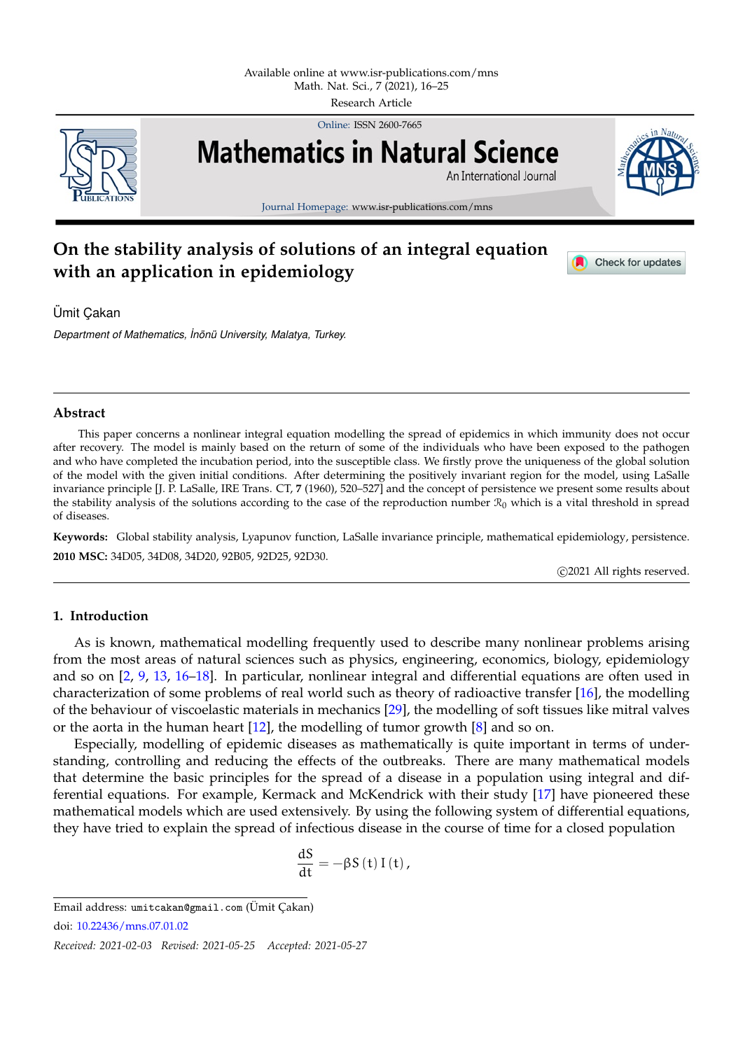# On the stability analysis of solutions of an integral equation with an application in epidemiology

Ümit Çakan

*Department of Mathematics, İnönü University, Malatya, Turkey.*

## Abstract

This paper concerns a nonlinear integral equation modelling the spread of epidemics in which immunity does not occur after recovery. The model is mainly based on the return of some of the individuals who have been exposed to the pathogen and who have completed the incubation period, into the susceptible class. We firstly prove the uniqueness of the global solution of the model with the given initial conditions. After determining the positively invariant region for the model, using LaSalle invariance principle [J. P. LaSalle, IRE Trans. CT, **7** (1960), 520–527] and the concept of persistence we present some results about the stability analysis of the solutions according to the case of the reproduction number $\mathcal{R}_0$ which is a vital threshold in spread of diseases.

**Keywords:** Global stability analysis, Lyapunov function, LaSalle invariance principle, mathematical epidemiology, persistence.

**2010 MSC:** 34D05, 34D08, 34D20, 92B05, 92D25, 92D30.

©2021 All rights reserved.

## 1. Introduction

As is known, mathematical modelling frequently used to describe many nonlinear problems arising from the most areas of natural sciences such as physics, engineering, economics, biology, epidemiology and so on [2, 9, 13, 16–18]. In particular, nonlinear integral and differential equations are often used in characterization of some problems of real world such as theory of radioactive transfer [16], the modelling of the behaviour of viscoelastic materials in mechanics [29], the modelling of soft tissues like mitral valves or the aorta in the human heart [12], the modelling of tumor growth [8] and so on.

Especially, modelling of epidemic diseases as mathematically is quite important in terms of understanding, controlling and reducing the effects of the outbreaks. There are many mathematical models that determine the basic principles for the spread of a disease in a population using integral and differential equations. For example, Kermack and McKendrick with their study [17] have pioneered these mathematical models which are used extensively. By using the following system of differential equations, they have tried to explain the spread of infectious disease in the course of time for a closed population

$$\frac{dS}{dt} = -\beta S(t) I(t),$$

Email address: umitcakan@gmail.com (Ümit Çakan)

doi: 10.22436/mns.07.01.02

*Received: 2021-02-03 Revised: 2021-05-25 Accepted: 2021-05-27*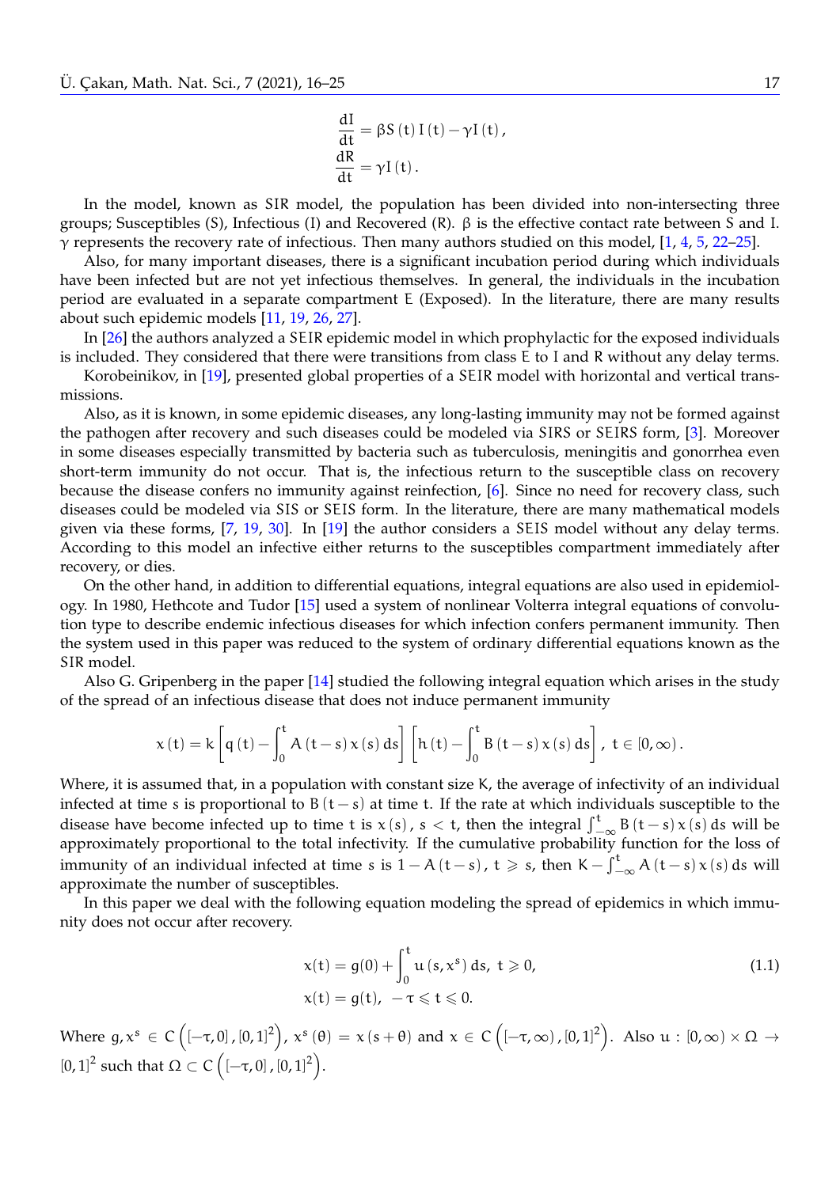$$\frac{dI}{dt} = \beta S(t) I(t) - \gamma I(t),$$
$$\frac{dR}{dt} = \gamma I(t).$$

In the model, known as SIR model, the population has been divided into non-intersecting three groups; Susceptibles (S), Infectious (I) and Recovered (R). $\beta$ is the effective contact rate between S and I. $\gamma$ represents the recovery rate of infectious. Then many authors studied on this model, [1, 4, 5, 22–25].

Also, for many important diseases, there is a significant incubation period during which individuals have been infected but are not yet infectious themselves. In general, the individuals in the incubation period are evaluated in a separate compartment E (Exposed). In the literature, there are many results about such epidemic models [11, 19, 26, 27].

In [26] the authors analyzed a SEIR epidemic model in which prophylactic for the exposed individuals is included. They considered that there were transitions from class E to I and R without any delay terms.

Korobeinikov, in [19], presented global properties of a SEIR model with horizontal and vertical transmissions.

Also, as it is known, in some epidemic diseases, any long-lasting immunity may not be formed against the pathogen after recovery and such diseases could be modeled via SIRS or SEIRS form, [3]. Moreover in some diseases especially transmitted by bacteria such as tuberculosis, meningitis and gonorrhea even short-term immunity do not occur. That is, the infectious return to the susceptible class on recovery because the disease confers no immunity against reinfection, [6]. Since no need for recovery class, such diseases could be modeled via SIS or SEIS form. In the literature, there are many mathematical models given via these forms, [7, 19, 30]. In [19] the author considers a SEIS model without any delay terms. According to this model an infective either returns to the susceptibles compartment immediately after recovery, or dies.

On the other hand, in addition to differential equations, integral equations are also used in epidemiology. In 1980, Hethcote and Tudor [15] used a system of nonlinear Volterra integral equations of convolution type to describe endemic infectious diseases for which infection confers permanent immunity. Then the system used in this paper was reduced to the system of ordinary differential equations known as the SIR model.

Also G. Gripenberg in the paper [14] studied the following integral equation which arises in the study of the spread of an infectious disease that does not induce permanent immunity

$$x(t) = k\left[q(t) - \int_0^t A(t-s)\,x(s)\,ds\right]\left[h(t) - \int_0^t B(t-s)\,x(s)\,ds\right],\ t \in [0,\infty).$$

Where, it is assumed that, in a population with constant size K, the average of infectivity of an individual infected at time s is proportional to $B(t-s)$ at time t. If the rate at which individuals susceptible to the disease have become infected up to time t is $x(s)$, $s < t$, then the integral $\int_{-\infty}^{t} B(t-s)\,x(s)\,ds$ will be approximately proportional to the total infectivity. If the cumulative probability function for the loss of immunity of an individual infected at time s is $1 - A(t-s)$, $t \geqslant s$, then $K - \int_{-\infty}^{t} A(t-s)\,x(s)\,ds$ will approximate the number of susceptibles.

In this paper we deal with the following equation modeling the spread of epidemics in which immunity does not occur after recovery.

$$\begin{aligned} x(t) &= g(0) + \int_0^t u\left(s, x^s\right) ds,\ t \geqslant 0, \\ x(t) &= g(t),\ -\tau \leqslant t \leqslant 0. \end{aligned} \tag{1.1}$$

Where $g, x^s \in C\left([-\tau, 0], [0,1]^2\right)$, $x^s(\theta) = x(s+\theta)$ and $x \in C\left([-\tau, \infty), [0,1]^2\right)$. Also $u : [0,\infty) \times \Omega \to [0,1]^2$ such that $\Omega \subset C\left([-\tau, 0], [0,1]^2\right)$.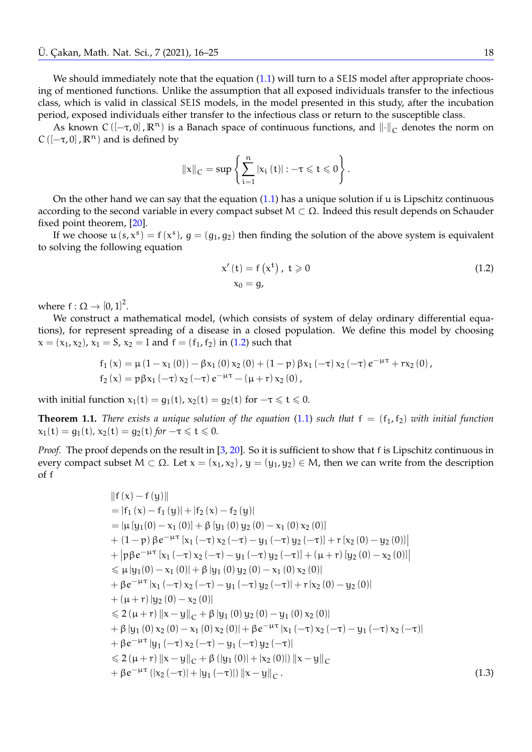We should immediately note that the equation (1.1) will turn to a $SEIS$ model after appropriate choosing of mentioned functions. Unlike the assumption that all exposed individuals transfer to the infectious class, which is valid in classical $SEIS$ models, in the model presented in this study, after the incubation period, exposed individuals either transfer to the infectious class or return to the susceptible class.

As known $C([-\tau,0],\mathbb{R}^n)$ is a Banach space of continuous functions, and $\|\cdot\|_C$ denotes the norm on $C([-\tau,0],\mathbb{R}^n)$ and is defined by

$$\|x\|_C = \sup\left\{\sum_{i=1}^{n}|x_i(t)| : -\tau \leqslant t \leqslant 0\right\}.$$

On the other hand we can say that the equation (1.1) has a unique solution if $u$ is Lipschitz continuous according to the second variable in every compact subset $M \subset \Omega$. Indeed this result depends on Schauder fixed point theorem, [20].

If we choose $u(s,x^s) = f(x^s)$, $g = (g_1, g_2)$ then finding the solution of the above system is equivalent to solving the following equation

$$\begin{aligned} x'(t) &= f\left(x^t\right),\ t \geqslant 0 \\ x_0 &= g, \end{aligned} \tag{1.2}$$

where $f : \Omega \to [0,1]^2$.

We construct a mathematical model, (which consists of system of delay ordinary differential equations), for represent spreading of a disease in a closed population. We define this model by choosing $x = (x_1, x_2)$, $x_1 = S$, $x_2 = I$ and $f = (f_1, f_2)$ in (1.2) such that

$$\begin{aligned} f_1(x) &= \mu(1 - x_1(0)) - \beta x_1(0)x_2(0) + (1-p)\beta x_1(-\tau)x_2(-\tau)e^{-\mu\tau} + r x_2(0), \\ f_2(x) &= p\beta x_1(-\tau)x_2(-\tau)e^{-\mu\tau} - (\mu + r)x_2(0), \end{aligned}$$

with initial function $x_1(t) = g_1(t)$, $x_2(t) = g_2(t)$ for $-\tau \leqslant t \leqslant 0$.

**Theorem 1.1.** *There exists a unique solution of the equation* (1.1) *such that* $f = (f_1, f_2)$ *with initial function* $x_1(t) = g_1(t)$, $x_2(t) = g_2(t)$ *for* $-\tau \leqslant t \leqslant 0$.

*Proof.* The proof depends on the result in [3, 20]. So it is sufficient to show that $f$ is Lipschitz continuous in every compact subset $M \subset \Omega$. Let $x = (x_1, x_2)$, $y = (y_1, y_2) \in M$, then we can write from the description of $f$

$$\begin{aligned}
&\|f(x) - f(y)\| \\
&= |f_1(x) - f_1(y)| + |f_2(x) - f_2(y)| \\
&= \big|\mu[y_1(0) - x_1(0)] + \beta[y_1(0)y_2(0) - x_1(0)x_2(0)] \\
&+ (1-p)\beta e^{-\mu\tau}[x_1(-\tau)x_2(-\tau) - y_1(-\tau)y_2(-\tau)] + r[x_2(0) - y_2(0)]\big| \\
&+ \big|p\beta e^{-\mu\tau}[x_1(-\tau)x_2(-\tau) - y_1(-\tau)y_2(-\tau)] + (\mu + r)[y_2(0) - x_2(0)]\big| \\
&\leqslant \mu|y_1(0) - x_1(0)| + \beta|y_1(0)y_2(0) - x_1(0)x_2(0)| \\
&+ \beta e^{-\mu\tau}|x_1(-\tau)x_2(-\tau) - y_1(-\tau)y_2(-\tau)| + r|x_2(0) - y_2(0)| \\
&+ (\mu + r)|y_2(0) - x_2(0)| \\
&\leqslant 2(\mu + r)\|x - y\|_C + \beta|y_1(0)y_2(0) - y_1(0)x_2(0)| \\
&+ \beta|y_1(0)x_2(0) - x_1(0)x_2(0)| + \beta e^{-\mu\tau}|x_1(-\tau)x_2(-\tau) - y_1(-\tau)x_2(-\tau)| \\
&+ \beta e^{-\mu\tau}|y_1(-\tau)x_2(-\tau) - y_1(-\tau)y_2(-\tau)| \\
&\leqslant 2(\mu + r)\|x - y\|_C + \beta(|y_1(0)| + |x_2(0)|)\|x - y\|_C \\
&+ \beta e^{-\mu\tau}(|x_2(-\tau)| + |y_1(-\tau)|)\|x - y\|_C .
\end{aligned} \tag{1.3}$$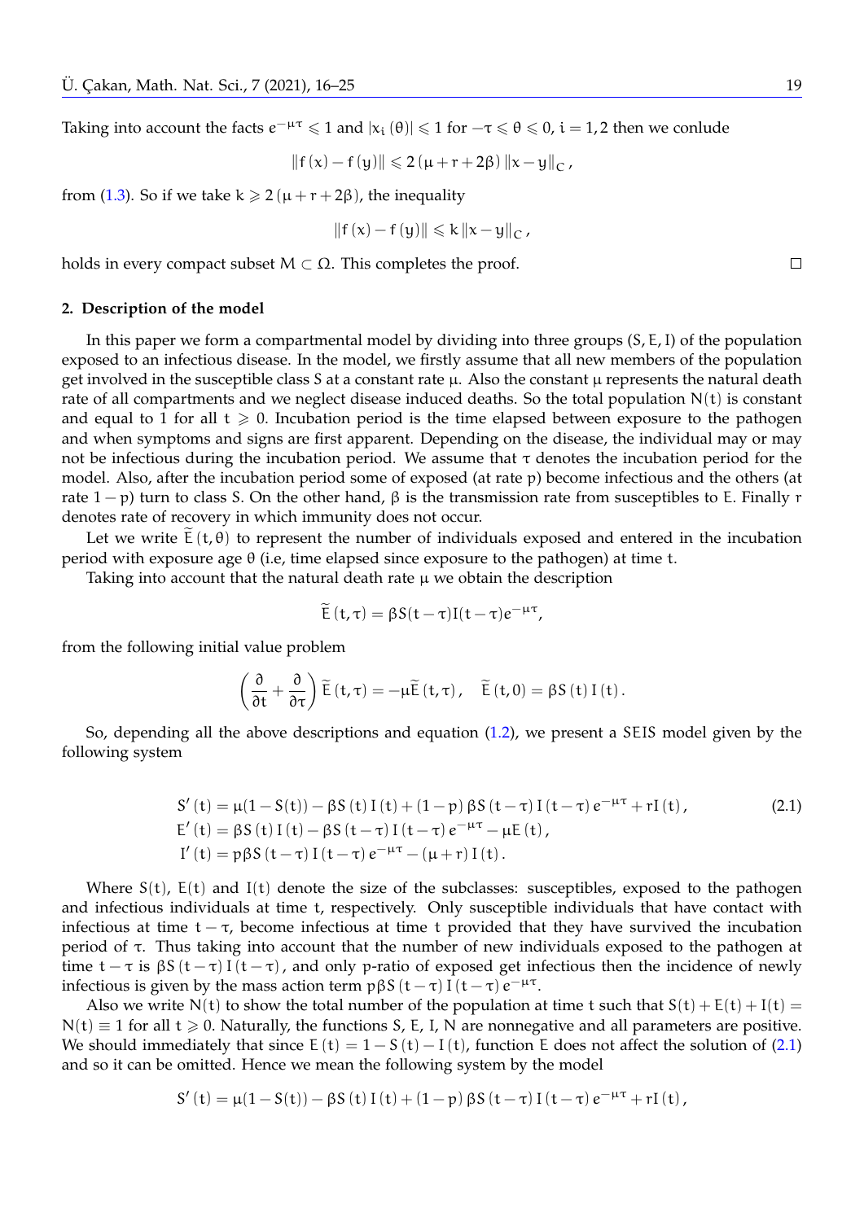Taking into account the facts $e^{-\mu\tau} \leqslant 1$ and $|x_i(\theta)| \leqslant 1$ for $-\tau \leqslant \theta \leqslant 0$, $i = 1, 2$ then we conlude

$$\|f(x) - f(y)\| \leqslant 2(\mu + r + 2\beta)\|x - y\|_C,$$

from (1.3). So if we take $k \geqslant 2(\mu + r + 2\beta)$, the inequality

$$\|f(x) - f(y)\| \leqslant k\|x - y\|_C,$$

holds in every compact subset $M \subset \Omega$. This completes the proof. □

## 2. Description of the model

In this paper we form a compartmental model by dividing into three groups $(S, E, I)$ of the population exposed to an infectious disease. In the model, we firstly assume that all new members of the population get involved in the susceptible class $S$ at a constant rate $\mu$. Also the constant $\mu$ represents the natural death rate of all compartments and we neglect disease induced deaths. So the total population $N(t)$ is constant and equal to 1 for all $t \geqslant 0$. Incubation period is the time elapsed between exposure to the pathogen and when symptoms and signs are first apparent. Depending on the disease, the individual may or may not be infectious during the incubation period. We assume that $\tau$ denotes the incubation period for the model. Also, after the incubation period some of exposed (at rate $p$) become infectious and the others (at rate $1-p$) turn to class $S$. On the other hand, $\beta$ is the transmission rate from susceptibles to $E$. Finally $r$ denotes rate of recovery in which immunity does not occur.

Let we write $\widetilde{E}(t, \theta)$ to represent the number of individuals exposed and entered in the incubation period with exposure age $\theta$ (i.e, time elapsed since exposure to the pathogen) at time $t$.

Taking into account that the natural death rate $\mu$ we obtain the description

$$\widetilde{E}(t, \tau) = \beta S(t-\tau) I(t-\tau) e^{-\mu\tau},$$

from the following initial value problem

$$\left(\frac{\partial}{\partial t} + \frac{\partial}{\partial \tau}\right)\widetilde{E}(t, \tau) = -\mu\widetilde{E}(t, \tau), \quad \widetilde{E}(t, 0) = \beta S(t) I(t).$$

So, depending all the above descriptions and equation (1.2), we present a $SEIS$ model given by the following system

$$\begin{aligned}
S'(t) &= \mu(1 - S(t)) - \beta S(t) I(t) + (1-p)\beta S(t-\tau) I(t-\tau) e^{-\mu\tau} + rI(t), \\
E'(t) &= \beta S(t) I(t) - \beta S(t-\tau) I(t-\tau) e^{-\mu\tau} - \mu E(t), \\
I'(t) &= p\beta S(t-\tau) I(t-\tau) e^{-\mu\tau} - (\mu + r) I(t).
\end{aligned} \tag{2.1}$$

Where $S(t)$, $E(t)$ and $I(t)$ denote the size of the subclasses: susceptibles, exposed to the pathogen and infectious individuals at time $t$, respectively. Only susceptible individuals that have contact with infectious at time $t-\tau$, become infectious at time $t$ provided that they have survived the incubation period of $\tau$. Thus taking into account that the number of new individuals exposed to the pathogen at time $t-\tau$ is $\beta S(t-\tau) I(t-\tau)$, and only $p$-ratio of exposed get infectious then the incidence of newly infectious is given by the mass action term $p\beta S(t-\tau) I(t-\tau) e^{-\mu\tau}$.

Also we write $N(t)$ to show the total number of the population at time $t$ such that $S(t) + E(t) + I(t) = N(t) \equiv 1$ for all $t \geqslant 0$. Naturally, the functions $S$, $E$, $I$, $N$ are nonnegative and all parameters are positive. We should immediately that since $E(t) = 1 - S(t) - I(t)$, function $E$ does not affect the solution of (2.1) and so it can be omitted. Hence we mean the following system by the model

$$S'(t) = \mu(1 - S(t)) - \beta S(t) I(t) + (1-p)\beta S(t-\tau) I(t-\tau) e^{-\mu\tau} + rI(t),$$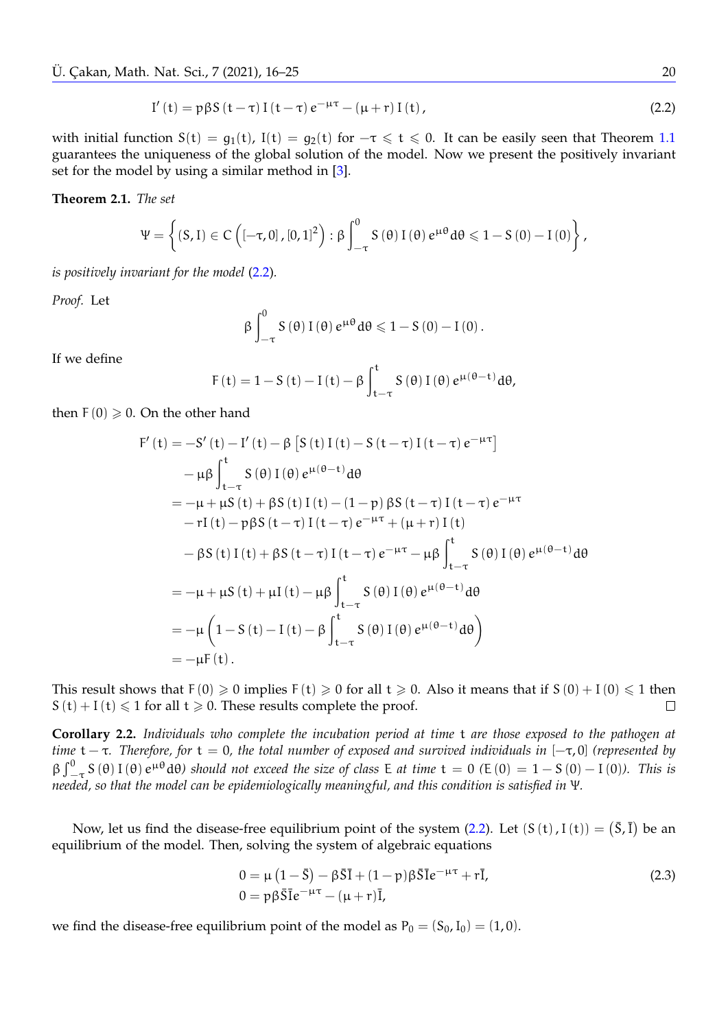$$I'(t) = p\beta S(t-\tau) I(t-\tau) e^{-\mu\tau} - (\mu + r) I(t), \tag{2.2}$$

with initial function $S(t) = g_1(t)$, $I(t) = g_2(t)$ for $-\tau \leqslant t \leqslant 0$. It can be easily seen that Theorem 1.1 guarantees the uniqueness of the global solution of the model. Now we present the positively invariant set for the model by using a similar method in [3].

**Theorem 2.1.** *The set*

$$\Psi = \left\{ (S, I) \in C\left([-\tau, 0], [0,1]^2\right) : \beta \int_{-\tau}^{0} S(\theta) I(\theta) e^{\mu\theta} d\theta \leqslant 1 - S(0) - I(0) \right\},$$

*is positively invariant for the model* (2.2).

*Proof.* Let

$$\beta \int_{-\tau}^{0} S(\theta) I(\theta) e^{\mu\theta} d\theta \leqslant 1 - S(0) - I(0).$$

If we define

$$F(t) = 1 - S(t) - I(t) - \beta \int_{t-\tau}^{t} S(\theta) I(\theta) e^{\mu(\theta - t)} d\theta,$$

then $F(0) \geqslant 0$. On the other hand

$$\begin{aligned}
F'(t) &= -S'(t) - I'(t) - \beta\left[S(t) I(t) - S(t-\tau) I(t-\tau) e^{-\mu\tau}\right] \\
&\quad - \mu\beta \int_{t-\tau}^{t} S(\theta) I(\theta) e^{\mu(\theta - t)} d\theta \\
&= -\mu + \mu S(t) + \beta S(t) I(t) - (1-p)\beta S(t-\tau) I(t-\tau) e^{-\mu\tau} \\
&\quad - rI(t) - p\beta S(t-\tau) I(t-\tau) e^{-\mu\tau} + (\mu + r) I(t) \\
&\quad - \beta S(t) I(t) + \beta S(t-\tau) I(t-\tau) e^{-\mu\tau} - \mu\beta \int_{t-\tau}^{t} S(\theta) I(\theta) e^{\mu(\theta - t)} d\theta \\
&= -\mu + \mu S(t) + \mu I(t) - \mu\beta \int_{t-\tau}^{t} S(\theta) I(\theta) e^{\mu(\theta - t)} d\theta \\
&= -\mu\left(1 - S(t) - I(t) - \beta \int_{t-\tau}^{t} S(\theta) I(\theta) e^{\mu(\theta - t)} d\theta\right) \\
&= -\mu F(t).
\end{aligned}$$

This result shows that $F(0) \geqslant 0$ implies $F(t) \geqslant 0$ for all $t \geqslant 0$. Also it means that if $S(0) + I(0) \leqslant 1$ then $S(t) + I(t) \leqslant 1$ for all $t \geqslant 0$. These results complete the proof. □

**Corollary 2.2.** *Individuals who complete the incubation period at time $t$ are those exposed to the pathogen at time $t - \tau$. Therefore, for $t = 0$, the total number of exposed and survived individuals in $[-\tau, 0]$ (represented by $\beta \int_{-\tau}^{0} S(\theta) I(\theta) e^{\mu\theta} d\theta$) should not exceed the size of class $E$ at time $t = 0$ ($E(0) = 1 - S(0) - I(0)$). This is needed, so that the model can be epidemiologically meaningful, and this condition is satisfied in $\Psi$.*

Now, let us find the disease-free equilibrium point of the system (2.2). Let $(S(t), I(t)) = (\bar{S}, \bar{I})$ be an equilibrium of the model. Then, solving the system of algebraic equations

$$\begin{aligned}
0 &= \mu\left(1 - \bar{S}\right) - \beta\bar{S}\bar{I} + (1-p)\beta\bar{S}\bar{I}e^{-\mu\tau} + r\bar{I}, \\
0 &= p\beta\bar{S}\bar{I}e^{-\mu\tau} - (\mu + r)\bar{I},
\end{aligned} \tag{2.3}$$

we find the disease-free equilibrium point of the model as $P_0 = (S_0, I_0) = (1, 0)$.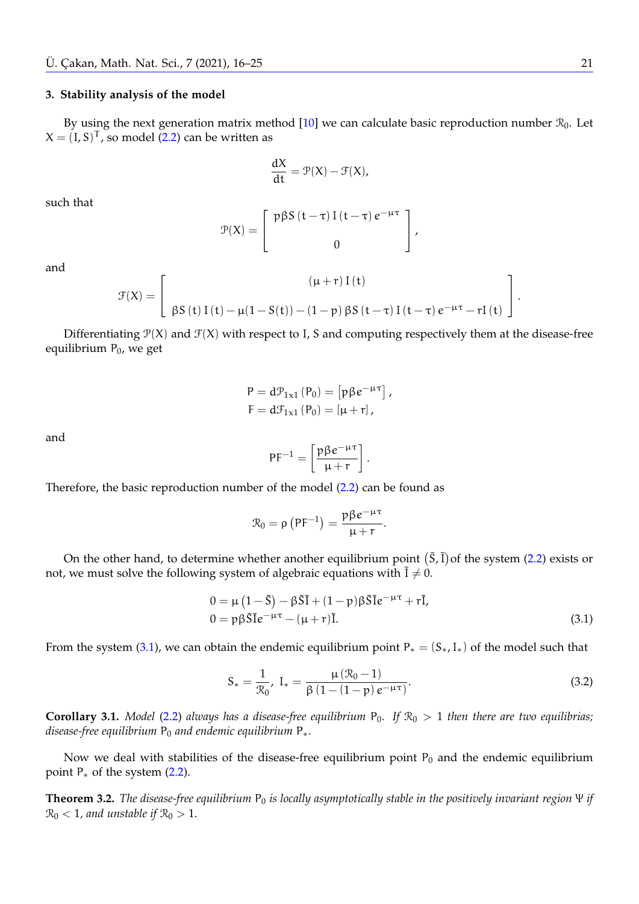### 3. Stability analysis of the model

By using the next generation matrix method [10] we can calculate basic reproduction number $\mathcal{R}_0$. Let $X = (I, S)^T$, so model (2.2) can be written as

$$\frac{dX}{dt} = \mathcal{P}(X) - \mathcal{F}(X),$$

such that

$$\mathcal{P}(X) = \begin{bmatrix} p\beta S(t-\tau) I(t-\tau) e^{-\mu\tau} \\ 0 \end{bmatrix},$$

and

$$\mathcal{F}(X) = \begin{bmatrix} (\mu + r) I(t) \\ \beta S(t) I(t) - \mu(1 - S(t)) - (1-p)\beta S(t-\tau) I(t-\tau) e^{-\mu\tau} - rI(t) \end{bmatrix}.$$

Differentiating $\mathcal{P}(X)$ and $\mathcal{F}(X)$ with respect to I, S and computing respectively them at the disease-free equilibrium $P_0$, we get

$$P = d\mathcal{P}_{1x1}(P_0) = \left[p\beta e^{-\mu\tau}\right],$$
$$F = d\mathcal{F}_{1x1}(P_0) = [\mu + r],$$

and

$$PF^{-1} = \left[\frac{p\beta e^{-\mu\tau}}{\mu + r}\right].$$

Therefore, the basic reproduction number of the model (2.2) can be found as

$$\mathcal{R}_0 = \rho\left(PF^{-1}\right) = \frac{p\beta e^{-\mu\tau}}{\mu + r}.$$

On the other hand, to determine whether another equilibrium point $(\bar{S}, \bar{I})$ of the system (2.2) exists or not, we must solve the following system of algebraic equations with $\bar{I} \neq 0$.

$$\begin{aligned} 0 &= \mu\left(1 - \bar{S}\right) - \beta\bar{S}\bar{I} + (1-p)\beta\bar{S}\bar{I}e^{-\mu\tau} + r\bar{I}, \\ 0 &= p\beta\bar{S}\bar{I}e^{-\mu\tau} - (\mu + r)\bar{I}. \end{aligned} \tag{3.1}$$

From the system (3.1), we can obtain the endemic equilibrium point $P_* = (S_*, I_*)$ of the model such that

$$S_* = \frac{1}{\mathcal{R}_0}, \; I_* = \frac{\mu\left(\mathcal{R}_0 - 1\right)}{\beta\left(1 - (1-p)e^{-\mu\tau}\right)}. \tag{3.2}$$

**Corollary 3.1.** *Model (2.2) always has a disease-free equilibrium $P_0$. If $\mathcal{R}_0 > 1$ then there are two equilibrias; disease-free equilibrium $P_0$ and endemic equilibrium $P_*$.*

Now we deal with stabilities of the disease-free equilibrium point $P_0$ and the endemic equilibrium point $P_*$ of the system (2.2).

**Theorem 3.2.** *The disease-free equilibrium $P_0$ is locally asymptotically stable in the positively invariant region $\Psi$ if $\mathcal{R}_0 < 1$, and unstable if $\mathcal{R}_0 > 1$.*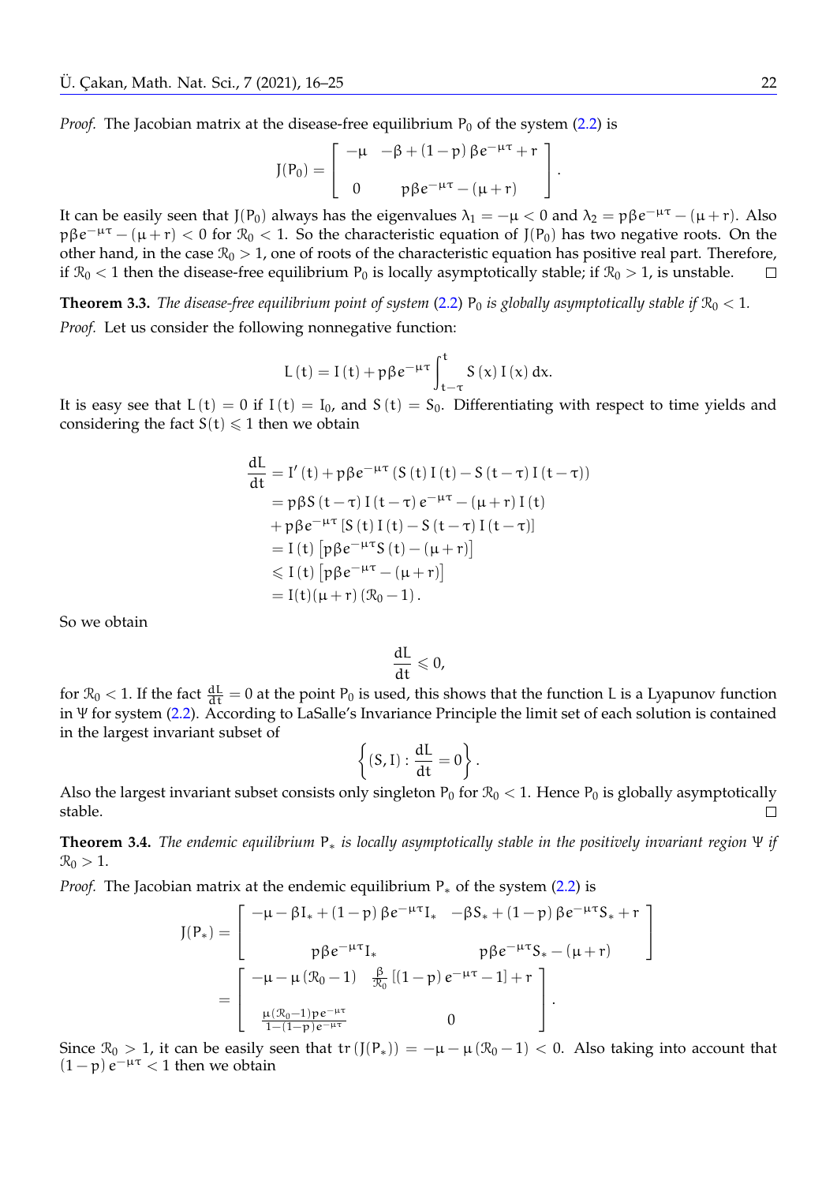*Proof.* The Jacobian matrix at the disease-free equilibrium $P_0$ of the system (2.2) is

$$J(P_0) = \begin{bmatrix} -\mu & -\beta + (1-p)\,\beta e^{-\mu\tau} + r \\ 0 & p\beta e^{-\mu\tau} - (\mu + r) \end{bmatrix}.$$

It can be easily seen that $J(P_0)$ always has the eigenvalues $\lambda_1 = -\mu < 0$ and $\lambda_2 = p\beta e^{-\mu\tau} - (\mu + r)$. Also $p\beta e^{-\mu\tau} - (\mu + r) < 0$ for $\mathcal{R}_0 < 1$. So the characteristic equation of $J(P_0)$ has two negative roots. On the other hand, in the case $\mathcal{R}_0 > 1$, one of roots of the characteristic equation has positive real part. Therefore, if $\mathcal{R}_0 < 1$ then the disease-free equilibrium $P_0$ is locally asymptotically stable; if $\mathcal{R}_0 > 1$, is unstable. □

**Theorem 3.3.** *The disease-free equilibrium point of system (2.2) $P_0$ is globally asymptotically stable if $\mathcal{R}_0 < 1$.*

*Proof.* Let us consider the following nonnegative function:

$$L(t) = I(t) + p\beta e^{-\mu\tau} \int_{t-\tau}^{t} S(x)\, I(x)\, dx.$$

It is easy see that $L(t) = 0$ if $I(t) = I_0$, and $S(t) = S_0$. Differentiating with respect to time yields and considering the fact $S(t) \leqslant 1$ then we obtain

$$\begin{aligned}
\frac{dL}{dt} &= I'(t) + p\beta e^{-\mu\tau}\left(S(t)\, I(t) - S(t-\tau)\, I(t-\tau)\right) \\
&= p\beta S(t-\tau)\, I(t-\tau)\, e^{-\mu\tau} - (\mu + r)\, I(t) \\
&\quad + p\beta e^{-\mu\tau}\left[S(t)\, I(t) - S(t-\tau)\, I(t-\tau)\right] \\
&= I(t)\left[p\beta e^{-\mu\tau} S(t) - (\mu + r)\right] \\
&\leqslant I(t)\left[p\beta e^{-\mu\tau} - (\mu + r)\right] \\
&= I(t)(\mu + r)\left(\mathcal{R}_0 - 1\right).
\end{aligned}$$

So we obtain

$$\frac{dL}{dt} \leqslant 0,$$

for $\mathcal{R}_0 < 1$. If the fact $\frac{dL}{dt} = 0$ at the point $P_0$ is used, this shows that the function $L$ is a Lyapunov function in $\Psi$ for system (2.2). According to LaSalle's Invariance Principle the limit set of each solution is contained in the largest invariant subset of

$$\left\{(S, I) : \frac{dL}{dt} = 0\right\}.$$

Also the largest invariant subset consists only singleton $P_0$ for $\mathcal{R}_0 < 1$. Hence $P_0$ is globally asymptotically stable. □

**Theorem 3.4.** *The endemic equilibrium $P_*$ is locally asymptotically stable in the positively invariant region $\Psi$ if $\mathcal{R}_0 > 1$.*

*Proof.* The Jacobian matrix at the endemic equilibrium $P_*$ of the system (2.2) is

$$\begin{aligned}
J(P_*) &= \begin{bmatrix} -\mu - \beta I_* + (1-p)\,\beta e^{-\mu\tau} I_* & -\beta S_* + (1-p)\,\beta e^{-\mu\tau} S_* + r \\ p\beta e^{-\mu\tau} I_* & p\beta e^{-\mu\tau} S_* - (\mu + r) \end{bmatrix} \\
&= \begin{bmatrix} -\mu - \mu\left(\mathcal{R}_0 - 1\right) & \frac{\beta}{\mathcal{R}_0}\left[(1-p)\, e^{-\mu\tau} - 1\right] + r \\ \frac{\mu\left(\mathcal{R}_0 - 1\right) p e^{-\mu\tau}}{1 - (1-p)\, e^{-\mu\tau}} & 0 \end{bmatrix}.
\end{aligned}$$

Since $\mathcal{R}_0 > 1$, it can be easily seen that $\operatorname{tr}\left(J(P_*)\right) = -\mu - \mu\left(\mathcal{R}_0 - 1\right) < 0$. Also taking into account that $(1-p)\, e^{-\mu\tau} < 1$ then we obtain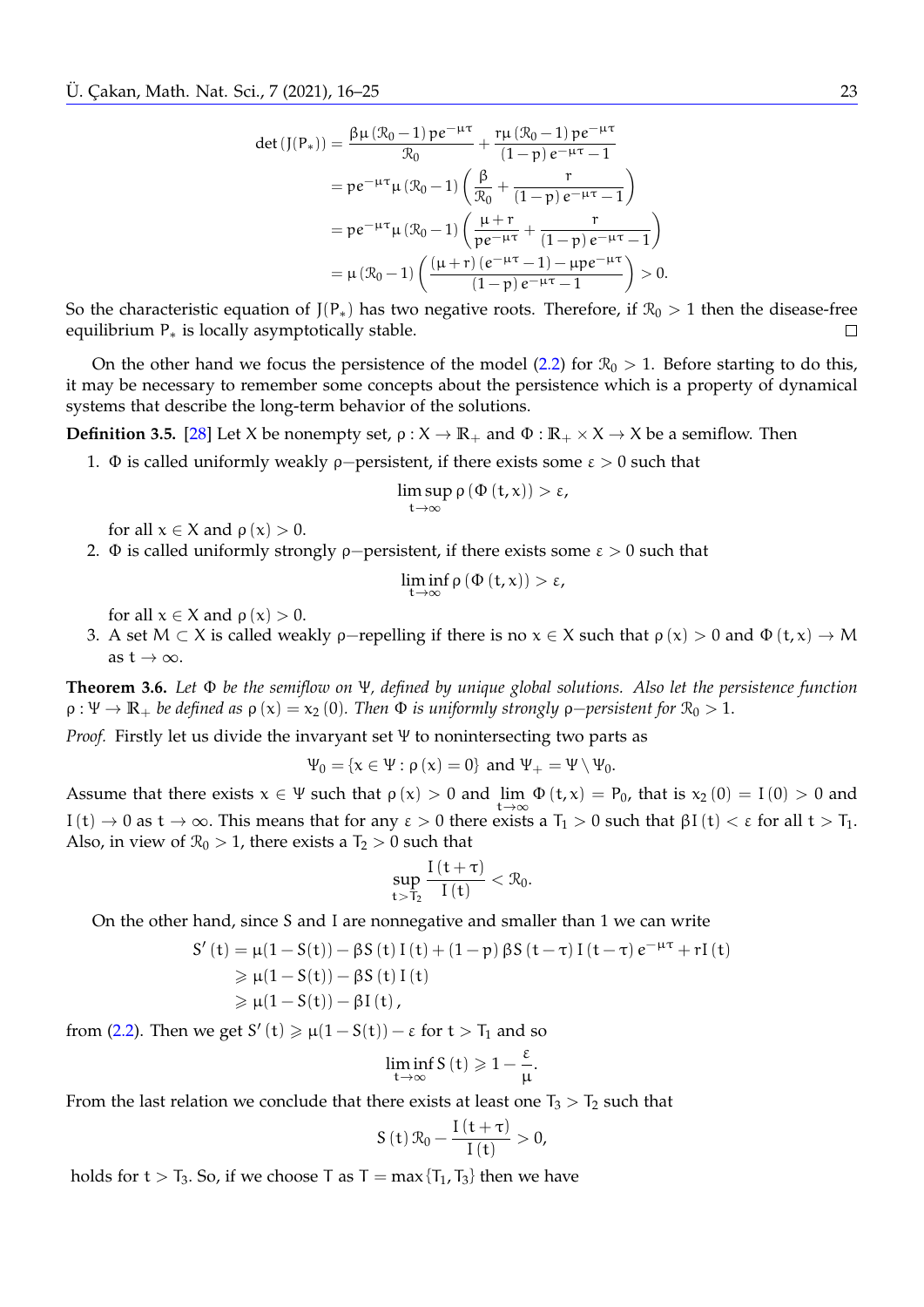$$
\begin{aligned}
\det\left(J(P_*)\right) &= \frac{\beta\mu\left(\mathcal{R}_0-1\right)pe^{-\mu\tau}}{\mathcal{R}_0} + \frac{r\mu\left(\mathcal{R}_0-1\right)pe^{-\mu\tau}}{(1-p)\,e^{-\mu\tau}-1} \\
&= pe^{-\mu\tau}\mu\left(\mathcal{R}_0-1\right)\left(\frac{\beta}{\mathcal{R}_0} + \frac{r}{(1-p)\,e^{-\mu\tau}-1}\right) \\
&= pe^{-\mu\tau}\mu\left(\mathcal{R}_0-1\right)\left(\frac{\mu+r}{pe^{-\mu\tau}} + \frac{r}{(1-p)\,e^{-\mu\tau}-1}\right) \\
&= \mu\left(\mathcal{R}_0-1\right)\left(\frac{(\mu+r)\left(e^{-\mu\tau}-1\right)-\mu pe^{-\mu\tau}}{(1-p)\,e^{-\mu\tau}-1}\right) > 0.
\end{aligned}
$$

So the characteristic equation of $J(P_*)$ has two negative roots. Therefore, if $\mathcal{R}_0 > 1$ then the disease-free equilibrium $P_*$ is locally asymptotically stable. □

On the other hand we focus the persistence of the model (2.2) for $\mathcal{R}_0 > 1$. Before starting to do this, it may be necessary to remember some concepts about the persistence which is a property of dynamical systems that describe the long-term behavior of the solutions.

**Definition 3.5.** [28] Let X be nonempty set, $\rho : X \to \mathbb{R}_+$ and $\Phi : \mathbb{R}_+ \times X \to X$ be a semiflow. Then

1. $\Phi$ is called uniformly weakly $\rho-$persistent, if there exists some $\varepsilon > 0$ such that
$$\limsup_{t\to\infty} \rho\left(\Phi\left(t,x\right)\right) > \varepsilon,$$
for all $x \in X$ and $\rho\left(x\right) > 0$.
2. $\Phi$ is called uniformly strongly $\rho-$persistent, if there exists some $\varepsilon > 0$ such that
$$\liminf_{t\to\infty} \rho\left(\Phi\left(t,x\right)\right) > \varepsilon,$$
for all $x \in X$ and $\rho\left(x\right) > 0$.
3. A set $M \subset X$ is called weakly $\rho-$repelling if there is no $x \in X$ such that $\rho\left(x\right) > 0$ and $\Phi\left(t,x\right) \to M$ as $t \to \infty$.

**Theorem 3.6.** *Let $\Phi$ be the semiflow on $\Psi$, defined by unique global solutions. Also let the persistence function $\rho : \Psi \to \mathbb{R}_+$ be defined as $\rho\left(x\right) = x_2\left(0\right)$. Then $\Phi$ is uniformly strongly $\rho-$persistent for $\mathcal{R}_0 > 1$.*

*Proof.* Firstly let us divide the invaryant set $\Psi$ to nonintersecting two parts as

$$\Psi_0 = \{x \in \Psi : \rho\left(x\right) = 0\} \text{ and } \Psi_+ = \Psi \setminus \Psi_0.$$

Assume that there exists $x \in \Psi$ such that $\rho\left(x\right) > 0$ and $\lim_{t\to\infty} \Phi\left(t,x\right) = P_0$, that is $x_2\left(0\right) = I\left(0\right) > 0$ and $I\left(t\right) \to 0$ as $t \to \infty$. This means that for any $\varepsilon > 0$ there exists a $T_1 > 0$ such that $\beta I\left(t\right) < \varepsilon$ for all $t > T_1$. Also, in view of $\mathcal{R}_0 > 1$, there exists a $T_2 > 0$ such that

$$\sup_{t>T_2} \frac{I\left(t+\tau\right)}{I\left(t\right)} < \mathcal{R}_0.$$

On the other hand, since S and I are nonnegative and smaller than 1 we can write

$$
\begin{aligned}
S'\left(t\right) &= \mu(1-S(t)) - \beta S\left(t\right)I\left(t\right) + (1-p)\,\beta S\left(t-\tau\right)I\left(t-\tau\right)e^{-\mu\tau} + rI\left(t\right) \\
&\geqslant \mu(1-S(t)) - \beta S\left(t\right)I\left(t\right) \\
&\geqslant \mu(1-S(t)) - \beta I\left(t\right),
\end{aligned}
$$

from (2.2). Then we get $S'\left(t\right) \geqslant \mu(1-S(t)) - \varepsilon$ for $t > T_1$ and so

$$\liminf_{t\to\infty} S\left(t\right) \geqslant 1 - \frac{\varepsilon}{\mu}.$$

From the last relation we conclude that there exists at least one $T_3 > T_2$ such that

$$S\left(t\right)\mathcal{R}_0 - \frac{I\left(t+\tau\right)}{I\left(t\right)} > 0,$$

holds for $t > T_3$. So, if we choose T as $T = \max\{T_1, T_3\}$ then we have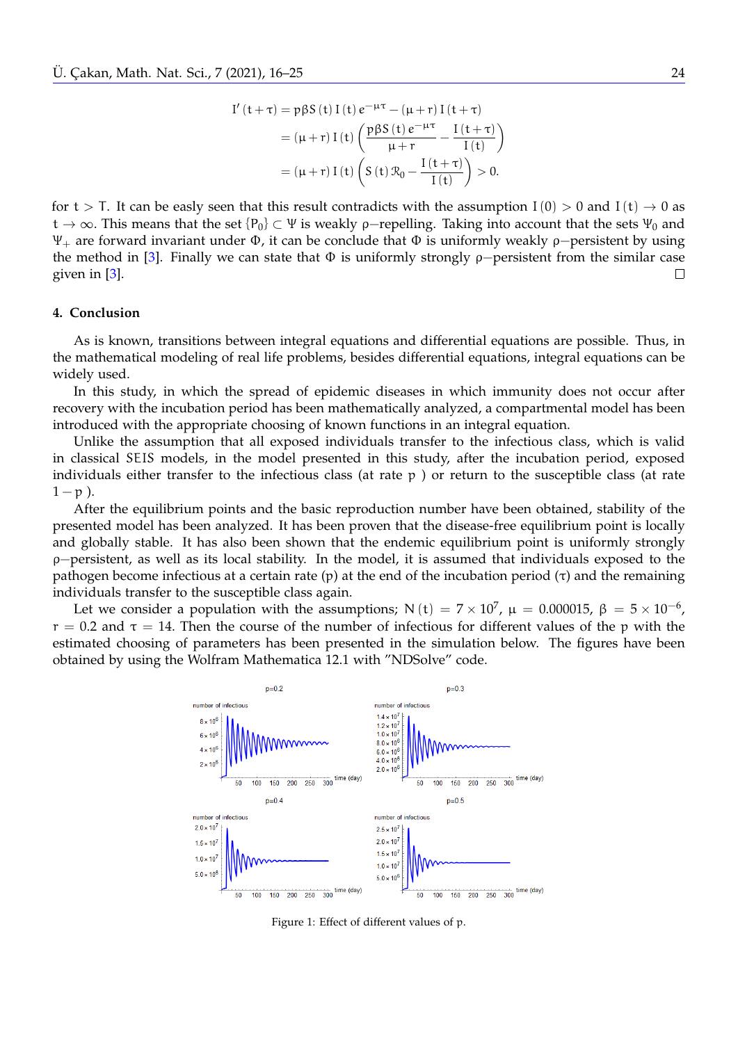$$
\begin{aligned}
I'(t+\tau) &= p\beta S(t) I(t) e^{-\mu\tau} - (\mu+r) I(t+\tau) \\
&= (\mu+r) I(t) \left( \frac{p\beta S(t) e^{-\mu\tau}}{\mu+r} - \frac{I(t+\tau)}{I(t)} \right) \\
&= (\mu+r) I(t) \left( S(t) \mathcal{R}_0 - \frac{I(t+\tau)}{I(t)} \right) > 0.
\end{aligned}
$$

for $t > T$. It can be easly seen that this result contradicts with the assumption $I(0) > 0$ and $I(t) \to 0$ as $t \to \infty$. This means that the set $\{P_0\} \subset \Psi$ is weakly $\rho-$repelling. Taking into account that the sets $\Psi_0$ and $\Psi_+$ are forward invariant under $\Phi$, it can be conclude that $\Phi$ is uniformly weakly $\rho-$persistent by using the method in [3]. Finally we can state that $\Phi$ is uniformly strongly $\rho-$persistent from the similar case given in [3]. □

## 4. Conclusion

As is known, transitions between integral equations and differential equations are possible. Thus, in the mathematical modeling of real life problems, besides differential equations, integral equations can be widely used.

In this study, in which the spread of epidemic diseases in which immunity does not occur after recovery with the incubation period has been mathematically analyzed, a compartmental model has been introduced with the appropriate choosing of known functions in an integral equation.

Unlike the assumption that all exposed individuals transfer to the infectious class, which is valid in classical SEIS models, in the model presented in this study, after the incubation period, exposed individuals either transfer to the infectious class (at rate $p$ ) or return to the susceptible class (at rate $1-p$ ).

After the equilibrium points and the basic reproduction number have been obtained, stability of the presented model has been analyzed. It has been proven that the disease-free equilibrium point is locally and globally stable. It has also been shown that the endemic equilibrium point is uniformly strongly $\rho-$persistent, as well as its local stability. In the model, it is assumed that individuals exposed to the pathogen become infectious at a certain rate ($p$) at the end of the incubation period ($\tau$) and the remaining individuals transfer to the susceptible class again.

Let we consider a population with the assumptions; $N(t) = 7 \times 10^7$, $\mu = 0.000015$, $\beta = 5 \times 10^{-6}$, $r = 0.2$ and $\tau = 14$. Then the course of the number of infectious for different values of the $p$ with the estimated choosing of parameters has been presented in the simulation below. The figures have been obtained by using the Wolfram Mathematica 12.1 with "NDSolve" code.

Figure 1: Effect of different values of $p$.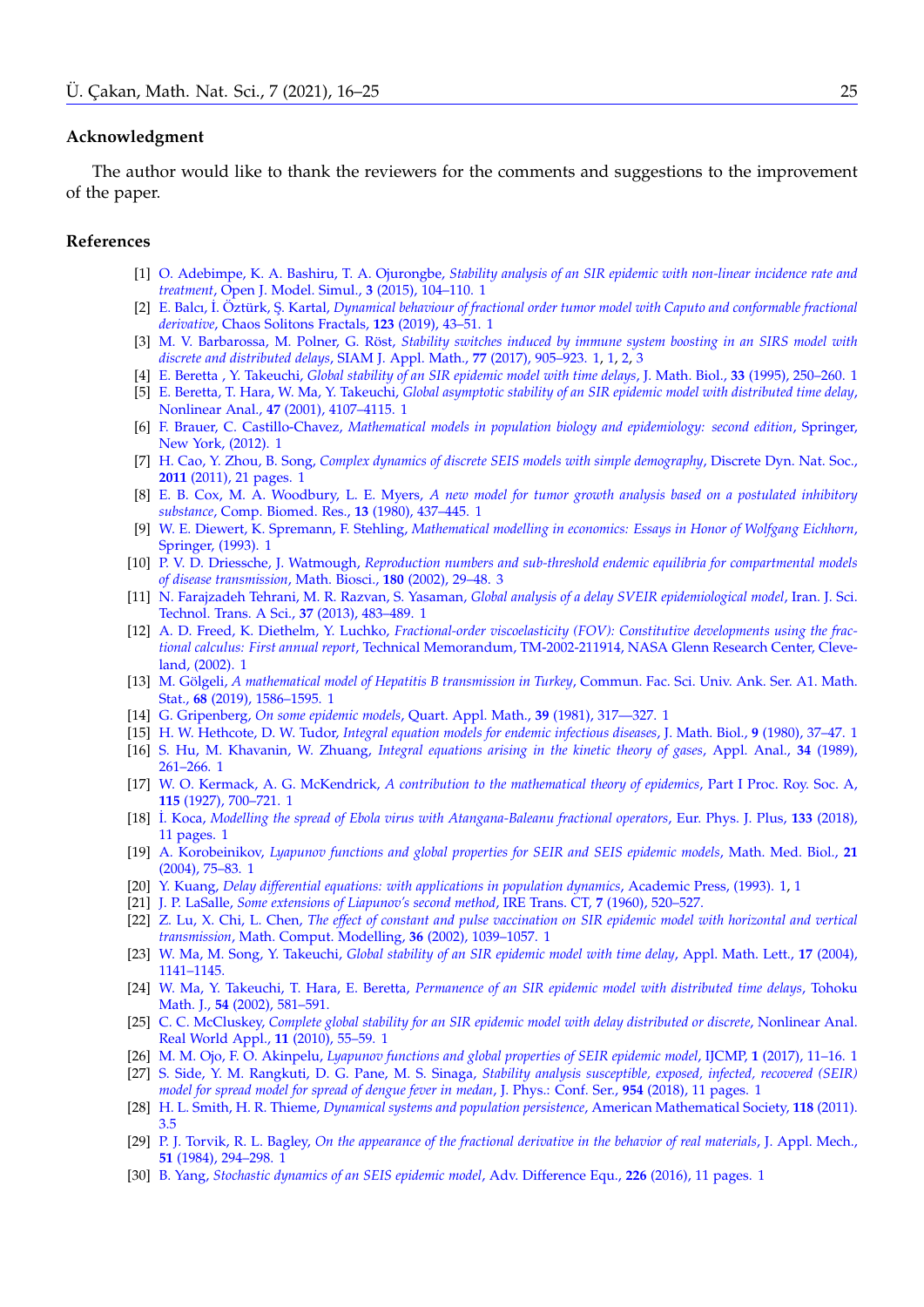### Acknowledgment

The author would like to thank the reviewers for the comments and suggestions to the improvement of the paper.

### References

[1] O. Adebimpe, K. A. Bashiru, T. A. Ojurongbe, *Stability analysis of an SIR epidemic with non-linear incidence rate and treatment*, Open J. Model. Simul., **3** (2015), 104–110. 1

[2] E. Balcı, İ. Öztürk, Ş. Kartal, *Dynamical behaviour of fractional order tumor model with Caputo and conformable fractional derivative*, Chaos Solitons Fractals, **123** (2019), 43–51. 1

[3] M. V. Barbarossa, M. Polner, G. Röst, *Stability switches induced by immune system boosting in an SIRS model with discrete and distributed delays*, SIAM J. Appl. Math., **77** (2017), 905–923. 1, 1, 2, 3

[4] E. Beretta , Y. Takeuchi, *Global stability of an SIR epidemic model with time delays*, J. Math. Biol., **33** (1995), 250–260. 1

[5] E. Beretta, T. Hara, W. Ma, Y. Takeuchi, *Global asymptotic stability of an SIR epidemic model with distributed time delay*, Nonlinear Anal., **47** (2001), 4107–4115. 1

[6] F. Brauer, C. Castillo-Chavez, *Mathematical models in population biology and epidemiology: second edition*, Springer, New York, (2012). 1

[7] H. Cao, Y. Zhou, B. Song, *Complex dynamics of discrete SEIS models with simple demography*, Discrete Dyn. Nat. Soc., **2011** (2011), 21 pages. 1

[8] E. B. Cox, M. A. Woodbury, L. E. Myers, *A new model for tumor growth analysis based on a postulated inhibitory substance*, Comp. Biomed. Res., **13** (1980), 437–445. 1

[9] W. E. Diewert, K. Spremann, F. Stehling, *Mathematical modelling in economics: Essays in Honor of Wolfgang Eichhorn*, Springer, (1993). 1

[10] P. V. D. Driessche, J. Watmough, *Reproduction numbers and sub-threshold endemic equilibria for compartmental models of disease transmission*, Math. Biosci., **180** (2002), 29–48. 3

[11] N. Farajzadeh Tehrani, M. R. Razvan, S. Yasaman, *Global analysis of a delay SVEIR epidemiological model*, Iran. J. Sci. Technol. Trans. A Sci., **37** (2013), 483–489. 1

[12] A. D. Freed, K. Diethelm, Y. Luchko, *Fractional-order viscoelasticity (FOV): Constitutive developments using the fractional calculus: First annual report*, Technical Memorandum, TM-2002-211914, NASA Glenn Research Center, Cleveland, (2002). 1

[13] M. Gölgeli, *A mathematical model of Hepatitis B transmission in Turkey*, Commun. Fac. Sci. Univ. Ank. Ser. A1. Math. Stat., **68** (2019), 1586–1595. 1

[14] G. Gripenberg, *On some epidemic models*, Quart. Appl. Math., **39** (1981), 317—327. 1

[15] H. W. Hethcote, D. W. Tudor, *Integral equation models for endemic infectious diseases*, J. Math. Biol., **9** (1980), 37–47. 1

[16] S. Hu, M. Khavanin, W. Zhuang, *Integral equations arising in the kinetic theory of gases*, Appl. Anal., **34** (1989), 261–266. 1

[17] W. O. Kermack, A. G. McKendrick, *A contribution to the mathematical theory of epidemics*, Part I Proc. Roy. Soc. A, **115** (1927), 700–721. 1

[18] İ. Koca, *Modelling the spread of Ebola virus with Atangana-Baleanu fractional operators*, Eur. Phys. J. Plus, **133** (2018), 11 pages. 1

[19] A. Korobeinikov, *Lyapunov functions and global properties for SEIR and SEIS epidemic models*, Math. Med. Biol., **21** (2004), 75–83. 1

[20] Y. Kuang, *Delay differential equations: with applications in population dynamics*, Academic Press, (1993). 1, 1

[21] J. P. LaSalle, *Some extensions of Liapunov's second method*, IRE Trans. CT, **7** (1960), 520–527.

[22] Z. Lu, X. Chi, L. Chen, *The effect of constant and pulse vaccination on SIR epidemic model with horizontal and vertical transmission*, Math. Comput. Modelling, **36** (2002), 1039–1057. 1

[23] W. Ma, M. Song, Y. Takeuchi, *Global stability of an SIR epidemic model with time delay*, Appl. Math. Lett., **17** (2004), 1141–1145.

[24] W. Ma, Y. Takeuchi, T. Hara, E. Beretta, *Permanence of an SIR epidemic model with distributed time delays*, Tohoku Math. J., **54** (2002), 581–591.

[25] C. C. McCluskey, *Complete global stability for an SIR epidemic model with delay distributed or discrete*, Nonlinear Anal. Real World Appl., **11** (2010), 55–59. 1

[26] M. M. Ojo, F. O. Akinpelu, *Lyapunov functions and global properties of SEIR epidemic model*, IJCMP, **1** (2017), 11–16. 1

[27] S. Side, Y. M. Rangkuti, D. G. Pane, M. S. Sinaga, *Stability analysis susceptible, exposed, infected, recovered (SEIR) model for spread model for spread of dengue fever in medan*, J. Phys.: Conf. Ser., **954** (2018), 11 pages. 1

[28] H. L. Smith, H. R. Thieme, *Dynamical systems and population persistence*, American Mathematical Society, **118** (2011). 3.5

[29] P. J. Torvik, R. L. Bagley, *On the appearance of the fractional derivative in the behavior of real materials*, J. Appl. Mech., **51** (1984), 294–298. 1

[30] B. Yang, *Stochastic dynamics of an SEIS epidemic model*, Adv. Difference Equ., **226** (2016), 11 pages. 1